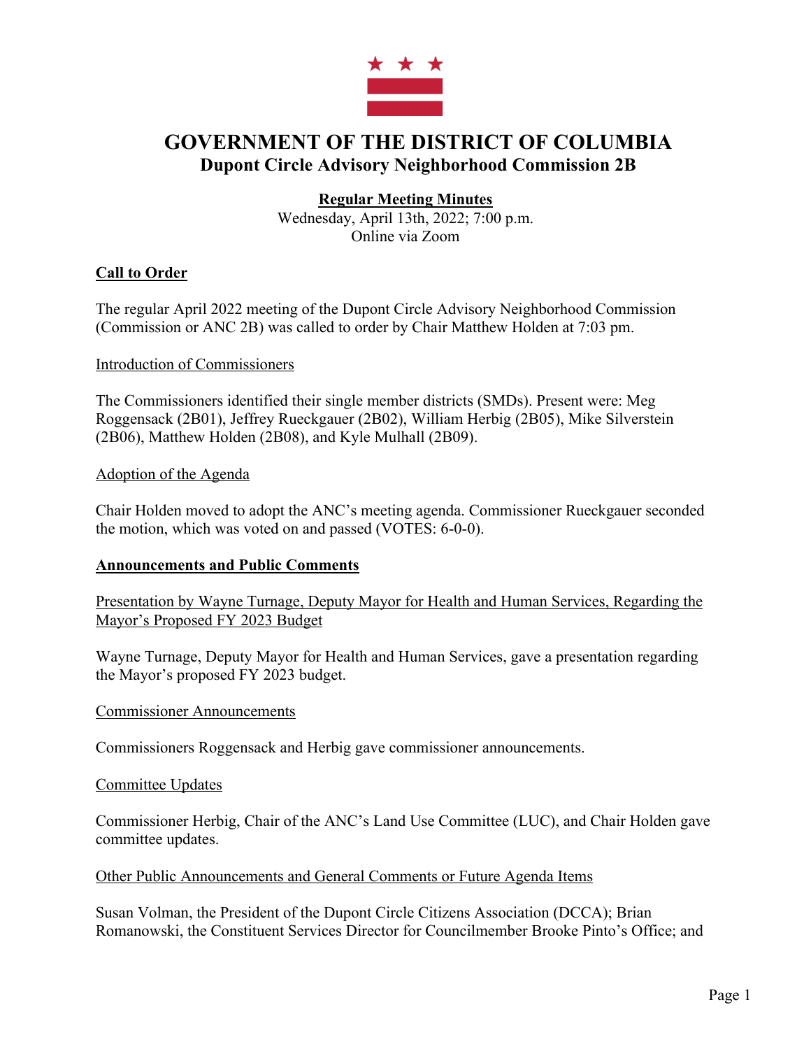# GOVERNMENT OF THE DISTRICT OF COLUMBIA
## Dupont Circle Advisory Neighborhood Commission 2B

**Regular Meeting Minutes**
Wednesday, April 13th, 2022; 7:00 p.m.
Online via Zoom

### Call to Order

The regular April 2022 meeting of the Dupont Circle Advisory Neighborhood Commission (Commission or ANC 2B) was called to order by Chair Matthew Holden at 7:03 pm.

#### Introduction of Commissioners

The Commissioners identified their single member districts (SMDs). Present were: Meg Roggensack (2B01), Jeffrey Rueckgauer (2B02), William Herbig (2B05), Mike Silverstein (2B06), Matthew Holden (2B08), and Kyle Mulhall (2B09).

#### Adoption of the Agenda

Chair Holden moved to adopt the ANC's meeting agenda. Commissioner Rueckgauer seconded the motion, which was voted on and passed (VOTES: 6-0-0).

### Announcements and Public Comments

#### Presentation by Wayne Turnage, Deputy Mayor for Health and Human Services, Regarding the Mayor's Proposed FY 2023 Budget

Wayne Turnage, Deputy Mayor for Health and Human Services, gave a presentation regarding the Mayor's proposed FY 2023 budget.

#### Commissioner Announcements

Commissioners Roggensack and Herbig gave commissioner announcements.

#### Committee Updates

Commissioner Herbig, Chair of the ANC's Land Use Committee (LUC), and Chair Holden gave committee updates.

#### Other Public Announcements and General Comments or Future Agenda Items

Susan Volman, the President of the Dupont Circle Citizens Association (DCCA); Brian Romanowski, the Constituent Services Director for Councilmember Brooke Pinto's Office; and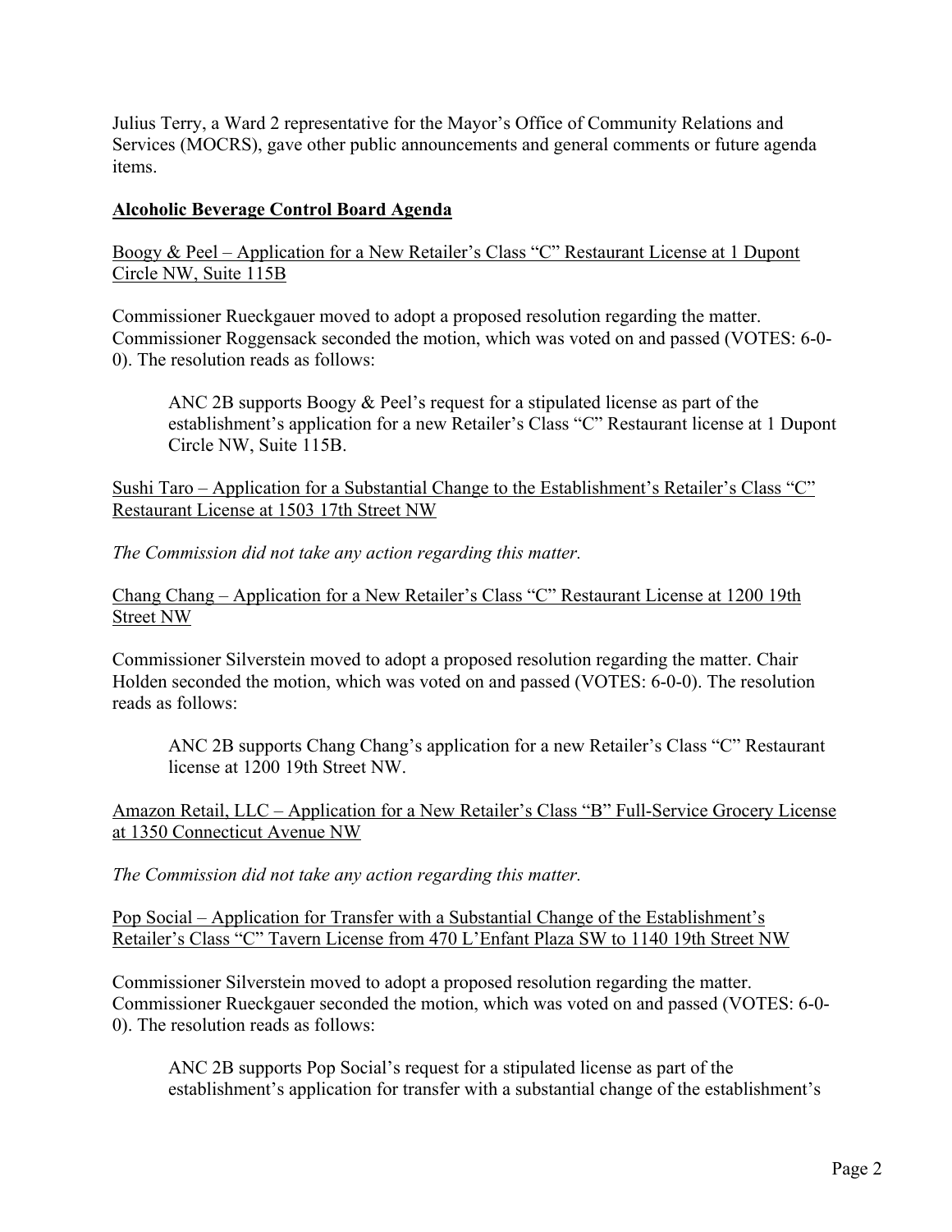Julius Terry, a Ward 2 representative for the Mayor's Office of Community Relations and Services (MOCRS), gave other public announcements and general comments or future agenda items.

## Alcoholic Beverage Control Board Agenda

Boogy & Peel – Application for a New Retailer's Class "C" Restaurant License at 1 Dupont Circle NW, Suite 115B

Commissioner Rueckgauer moved to adopt a proposed resolution regarding the matter. Commissioner Roggensack seconded the motion, which was voted on and passed (VOTES: 6-0-0). The resolution reads as follows:

> ANC 2B supports Boogy & Peel's request for a stipulated license as part of the establishment's application for a new Retailer's Class "C" Restaurant license at 1 Dupont Circle NW, Suite 115B.

Sushi Taro – Application for a Substantial Change to the Establishment's Retailer's Class "C" Restaurant License at 1503 17th Street NW

*The Commission did not take any action regarding this matter.*

Chang Chang – Application for a New Retailer's Class "C" Restaurant License at 1200 19th Street NW

Commissioner Silverstein moved to adopt a proposed resolution regarding the matter. Chair Holden seconded the motion, which was voted on and passed (VOTES: 6-0-0). The resolution reads as follows:

> ANC 2B supports Chang Chang's application for a new Retailer's Class "C" Restaurant license at 1200 19th Street NW.

Amazon Retail, LLC – Application for a New Retailer's Class "B" Full-Service Grocery License at 1350 Connecticut Avenue NW

*The Commission did not take any action regarding this matter.*

Pop Social – Application for Transfer with a Substantial Change of the Establishment's Retailer's Class "C" Tavern License from 470 L'Enfant Plaza SW to 1140 19th Street NW

Commissioner Silverstein moved to adopt a proposed resolution regarding the matter. Commissioner Rueckgauer seconded the motion, which was voted on and passed (VOTES: 6-0-0). The resolution reads as follows:

> ANC 2B supports Pop Social's request for a stipulated license as part of the establishment's application for transfer with a substantial change of the establishment's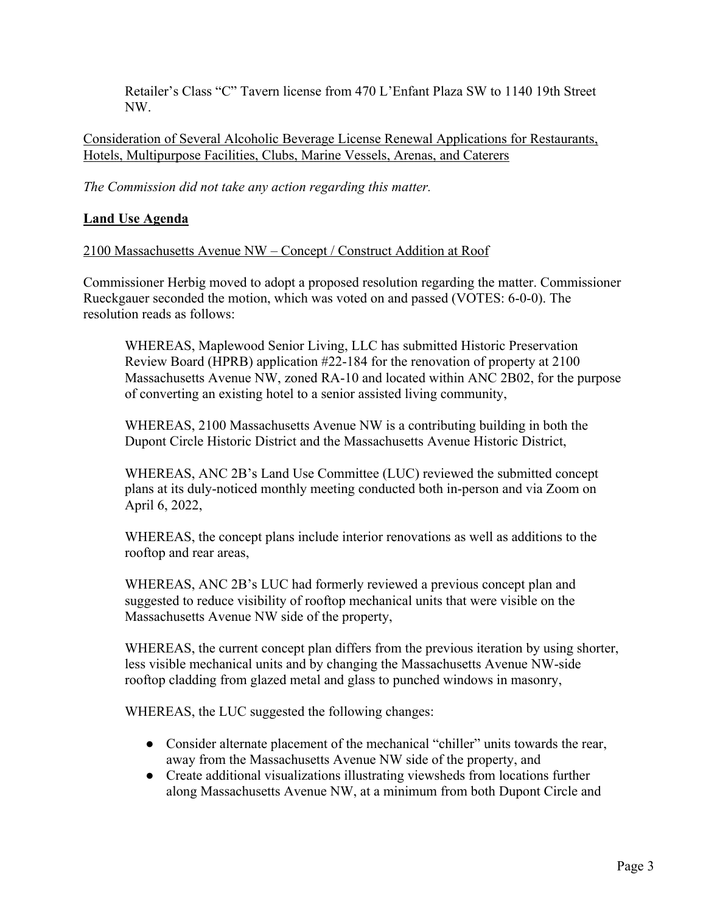Retailer's Class "C" Tavern license from 470 L'Enfant Plaza SW to 1140 19th Street NW.

<u>Consideration of Several Alcoholic Beverage License Renewal Applications for Restaurants, Hotels, Multipurpose Facilities, Clubs, Marine Vessels, Arenas, and Caterers</u>

*The Commission did not take any action regarding this matter.*

**<u>Land Use Agenda</u>**

<u>2100 Massachusetts Avenue NW – Concept / Construct Addition at Roof</u>

Commissioner Herbig moved to adopt a proposed resolution regarding the matter. Commissioner Rueckgauer seconded the motion, which was voted on and passed (VOTES: 6-0-0). The resolution reads as follows:

> WHEREAS, Maplewood Senior Living, LLC has submitted Historic Preservation Review Board (HPRB) application #22-184 for the renovation of property at 2100 Massachusetts Avenue NW, zoned RA-10 and located within ANC 2B02, for the purpose of converting an existing hotel to a senior assisted living community,
>
> WHEREAS, 2100 Massachusetts Avenue NW is a contributing building in both the Dupont Circle Historic District and the Massachusetts Avenue Historic District,
>
> WHEREAS, ANC 2B's Land Use Committee (LUC) reviewed the submitted concept plans at its duly-noticed monthly meeting conducted both in-person and via Zoom on April 6, 2022,
>
> WHEREAS, the concept plans include interior renovations as well as additions to the rooftop and rear areas,
>
> WHEREAS, ANC 2B's LUC had formerly reviewed a previous concept plan and suggested to reduce visibility of rooftop mechanical units that were visible on the Massachusetts Avenue NW side of the property,
>
> WHEREAS, the current concept plan differs from the previous iteration by using shorter, less visible mechanical units and by changing the Massachusetts Avenue NW-side rooftop cladding from glazed metal and glass to punched windows in masonry,
>
> WHEREAS, the LUC suggested the following changes:
>
> - Consider alternate placement of the mechanical "chiller" units towards the rear, away from the Massachusetts Avenue NW side of the property, and
> - Create additional visualizations illustrating viewsheds from locations further along Massachusetts Avenue NW, at a minimum from both Dupont Circle and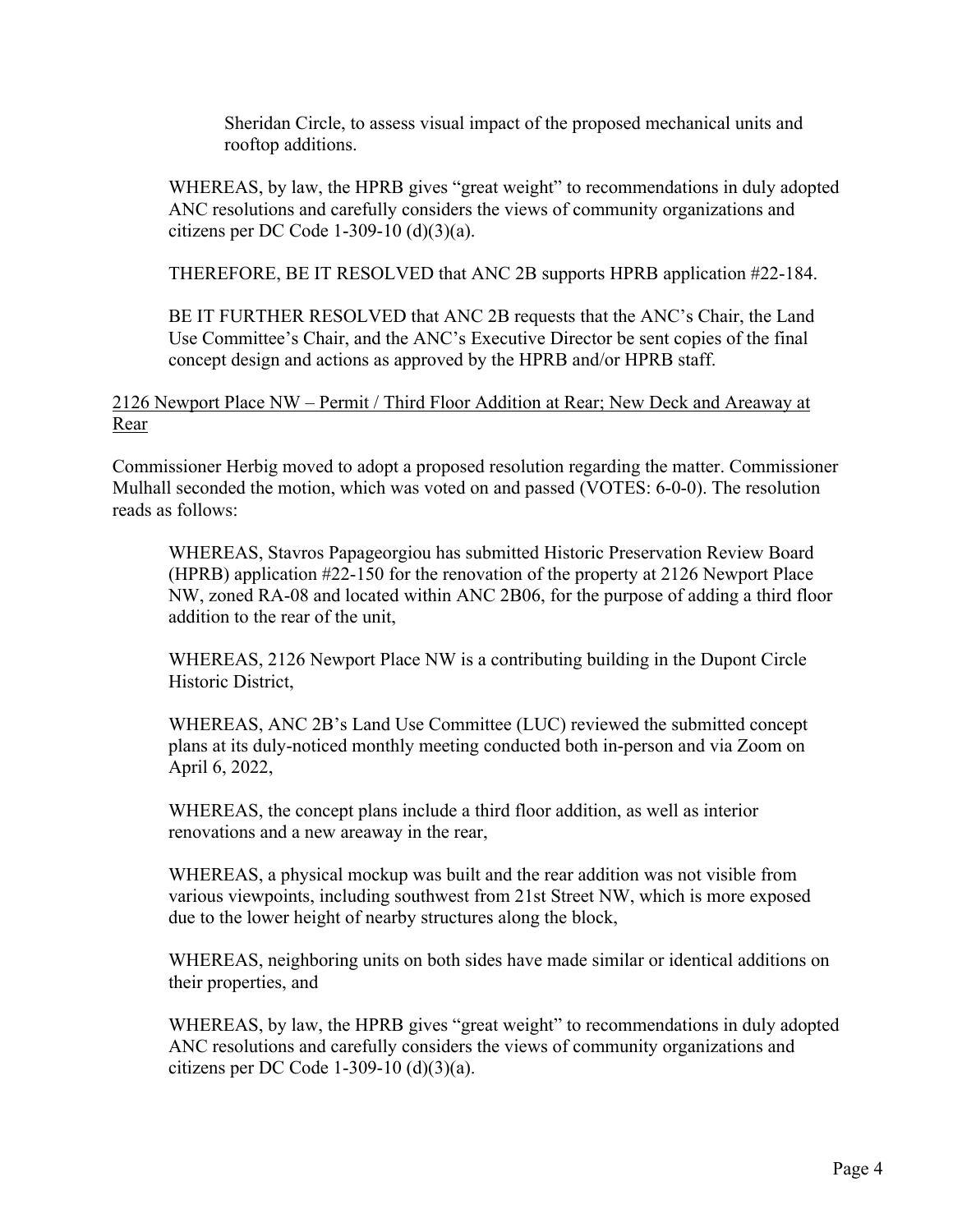Sheridan Circle, to assess visual impact of the proposed mechanical units and rooftop additions.

WHEREAS, by law, the HPRB gives "great weight" to recommendations in duly adopted ANC resolutions and carefully considers the views of community organizations and citizens per DC Code 1-309-10 (d)(3)(a).

THEREFORE, BE IT RESOLVED that ANC 2B supports HPRB application #22-184.

BE IT FURTHER RESOLVED that ANC 2B requests that the ANC's Chair, the Land Use Committee's Chair, and the ANC's Executive Director be sent copies of the final concept design and actions as approved by the HPRB and/or HPRB staff.

<u>2126 Newport Place NW – Permit / Third Floor Addition at Rear; New Deck and Areaway at Rear</u>

Commissioner Herbig moved to adopt a proposed resolution regarding the matter. Commissioner Mulhall seconded the motion, which was voted on and passed (VOTES: 6-0-0). The resolution reads as follows:

WHEREAS, Stavros Papageorgiou has submitted Historic Preservation Review Board (HPRB) application #22-150 for the renovation of the property at 2126 Newport Place NW, zoned RA-08 and located within ANC 2B06, for the purpose of adding a third floor addition to the rear of the unit,

WHEREAS, 2126 Newport Place NW is a contributing building in the Dupont Circle Historic District,

WHEREAS, ANC 2B's Land Use Committee (LUC) reviewed the submitted concept plans at its duly-noticed monthly meeting conducted both in-person and via Zoom on April 6, 2022,

WHEREAS, the concept plans include a third floor addition, as well as interior renovations and a new areaway in the rear,

WHEREAS, a physical mockup was built and the rear addition was not visible from various viewpoints, including southwest from 21st Street NW, which is more exposed due to the lower height of nearby structures along the block,

WHEREAS, neighboring units on both sides have made similar or identical additions on their properties, and

WHEREAS, by law, the HPRB gives "great weight" to recommendations in duly adopted ANC resolutions and carefully considers the views of community organizations and citizens per DC Code 1-309-10 (d)(3)(a).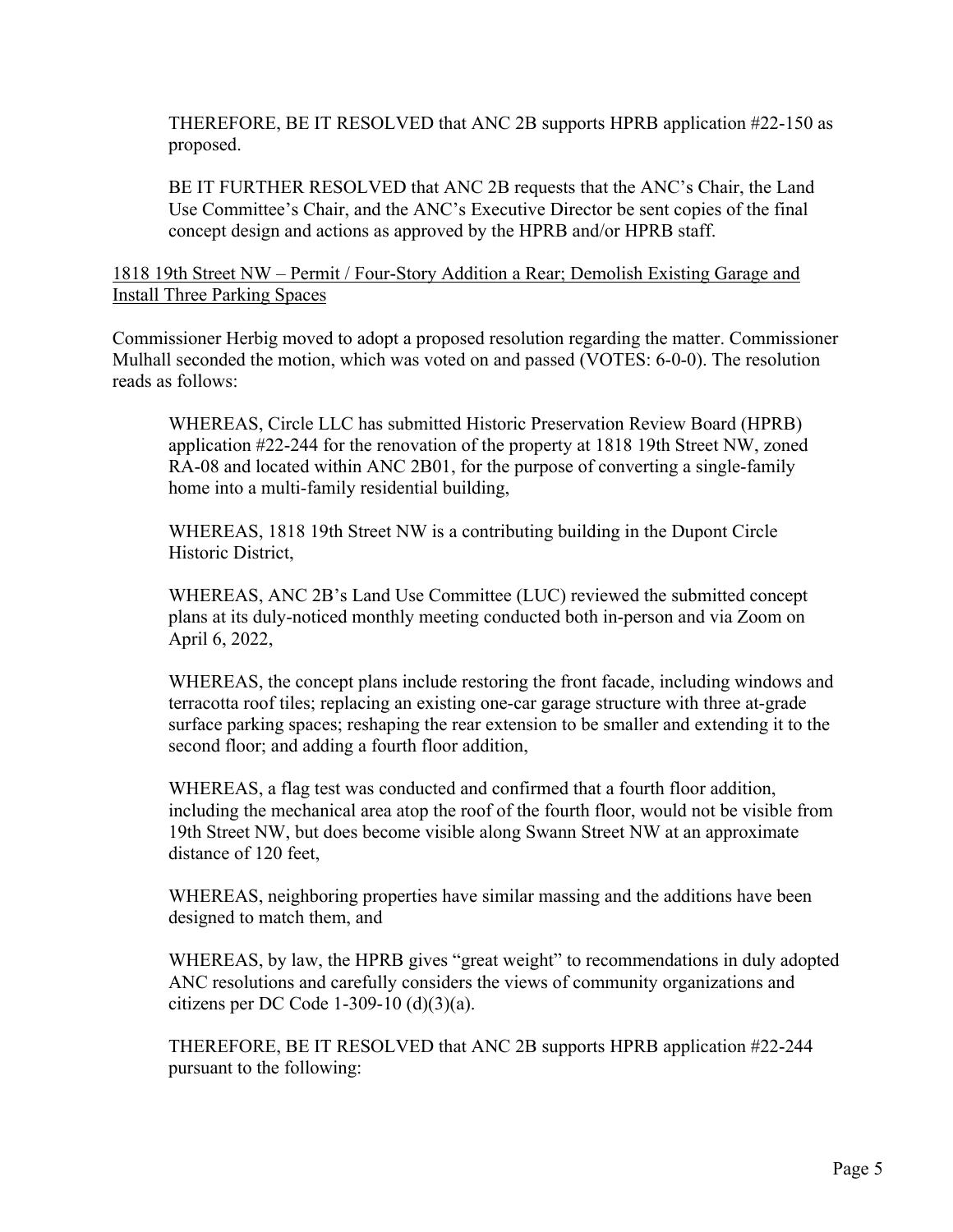THEREFORE, BE IT RESOLVED that ANC 2B supports HPRB application #22-150 as proposed.

BE IT FURTHER RESOLVED that ANC 2B requests that the ANC's Chair, the Land Use Committee's Chair, and the ANC's Executive Director be sent copies of the final concept design and actions as approved by the HPRB and/or HPRB staff.

<u>1818 19th Street NW – Permit / Four-Story Addition a Rear; Demolish Existing Garage and Install Three Parking Spaces</u>

Commissioner Herbig moved to adopt a proposed resolution regarding the matter. Commissioner Mulhall seconded the motion, which was voted on and passed (VOTES: 6-0-0). The resolution reads as follows:

WHEREAS, Circle LLC has submitted Historic Preservation Review Board (HPRB) application #22-244 for the renovation of the property at 1818 19th Street NW, zoned RA-08 and located within ANC 2B01, for the purpose of converting a single-family home into a multi-family residential building,

WHEREAS, 1818 19th Street NW is a contributing building in the Dupont Circle Historic District,

WHEREAS, ANC 2B's Land Use Committee (LUC) reviewed the submitted concept plans at its duly-noticed monthly meeting conducted both in-person and via Zoom on April 6, 2022,

WHEREAS, the concept plans include restoring the front facade, including windows and terracotta roof tiles; replacing an existing one-car garage structure with three at-grade surface parking spaces; reshaping the rear extension to be smaller and extending it to the second floor; and adding a fourth floor addition,

WHEREAS, a flag test was conducted and confirmed that a fourth floor addition, including the mechanical area atop the roof of the fourth floor, would not be visible from 19th Street NW, but does become visible along Swann Street NW at an approximate distance of 120 feet,

WHEREAS, neighboring properties have similar massing and the additions have been designed to match them, and

WHEREAS, by law, the HPRB gives "great weight" to recommendations in duly adopted ANC resolutions and carefully considers the views of community organizations and citizens per DC Code 1-309-10 (d)(3)(a).

THEREFORE, BE IT RESOLVED that ANC 2B supports HPRB application #22-244 pursuant to the following: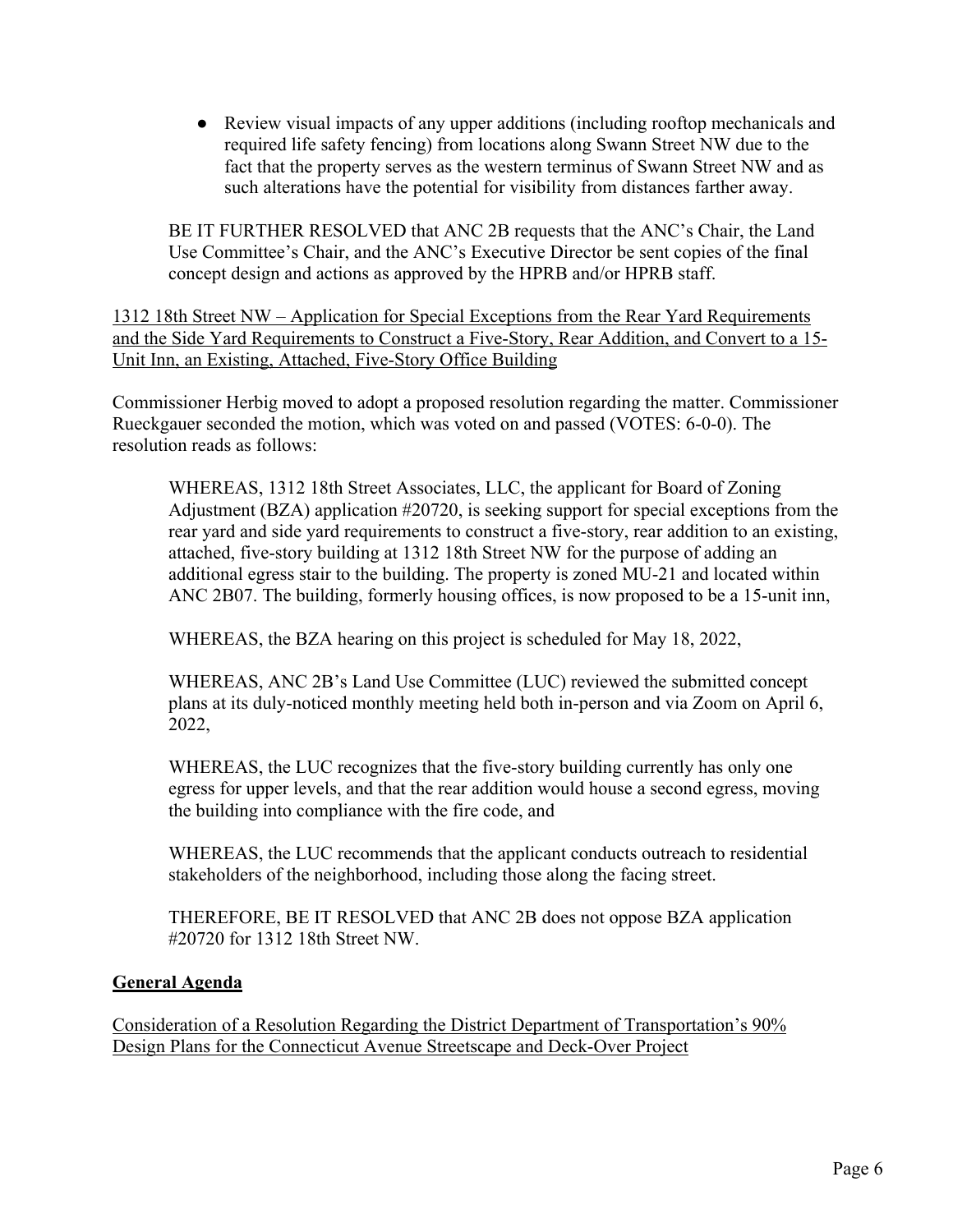- Review visual impacts of any upper additions (including rooftop mechanicals and required life safety fencing) from locations along Swann Street NW due to the fact that the property serves as the western terminus of Swann Street NW and as such alterations have the potential for visibility from distances farther away.

BE IT FURTHER RESOLVED that ANC 2B requests that the ANC's Chair, the Land Use Committee's Chair, and the ANC's Executive Director be sent copies of the final concept design and actions as approved by the HPRB and/or HPRB staff.

<u>1312 18th Street NW – Application for Special Exceptions from the Rear Yard Requirements and the Side Yard Requirements to Construct a Five-Story, Rear Addition, and Convert to a 15-Unit Inn, an Existing, Attached, Five-Story Office Building</u>

Commissioner Herbig moved to adopt a proposed resolution regarding the matter. Commissioner Rueckgauer seconded the motion, which was voted on and passed (VOTES: 6-0-0). The resolution reads as follows:

> WHEREAS, 1312 18th Street Associates, LLC, the applicant for Board of Zoning Adjustment (BZA) application #20720, is seeking support for special exceptions from the rear yard and side yard requirements to construct a five-story, rear addition to an existing, attached, five-story building at 1312 18th Street NW for the purpose of adding an additional egress stair to the building. The property is zoned MU-21 and located within ANC 2B07. The building, formerly housing offices, is now proposed to be a 15-unit inn,
>
> WHEREAS, the BZA hearing on this project is scheduled for May 18, 2022,
>
> WHEREAS, ANC 2B's Land Use Committee (LUC) reviewed the submitted concept plans at its duly-noticed monthly meeting held both in-person and via Zoom on April 6, 2022,
>
> WHEREAS, the LUC recognizes that the five-story building currently has only one egress for upper levels, and that the rear addition would house a second egress, moving the building into compliance with the fire code, and
>
> WHEREAS, the LUC recommends that the applicant conducts outreach to residential stakeholders of the neighborhood, including those along the facing street.
>
> THEREFORE, BE IT RESOLVED that ANC 2B does not oppose BZA application #20720 for 1312 18th Street NW.

## General Agenda

<u>Consideration of a Resolution Regarding the District Department of Transportation's 90% Design Plans for the Connecticut Avenue Streetscape and Deck-Over Project</u>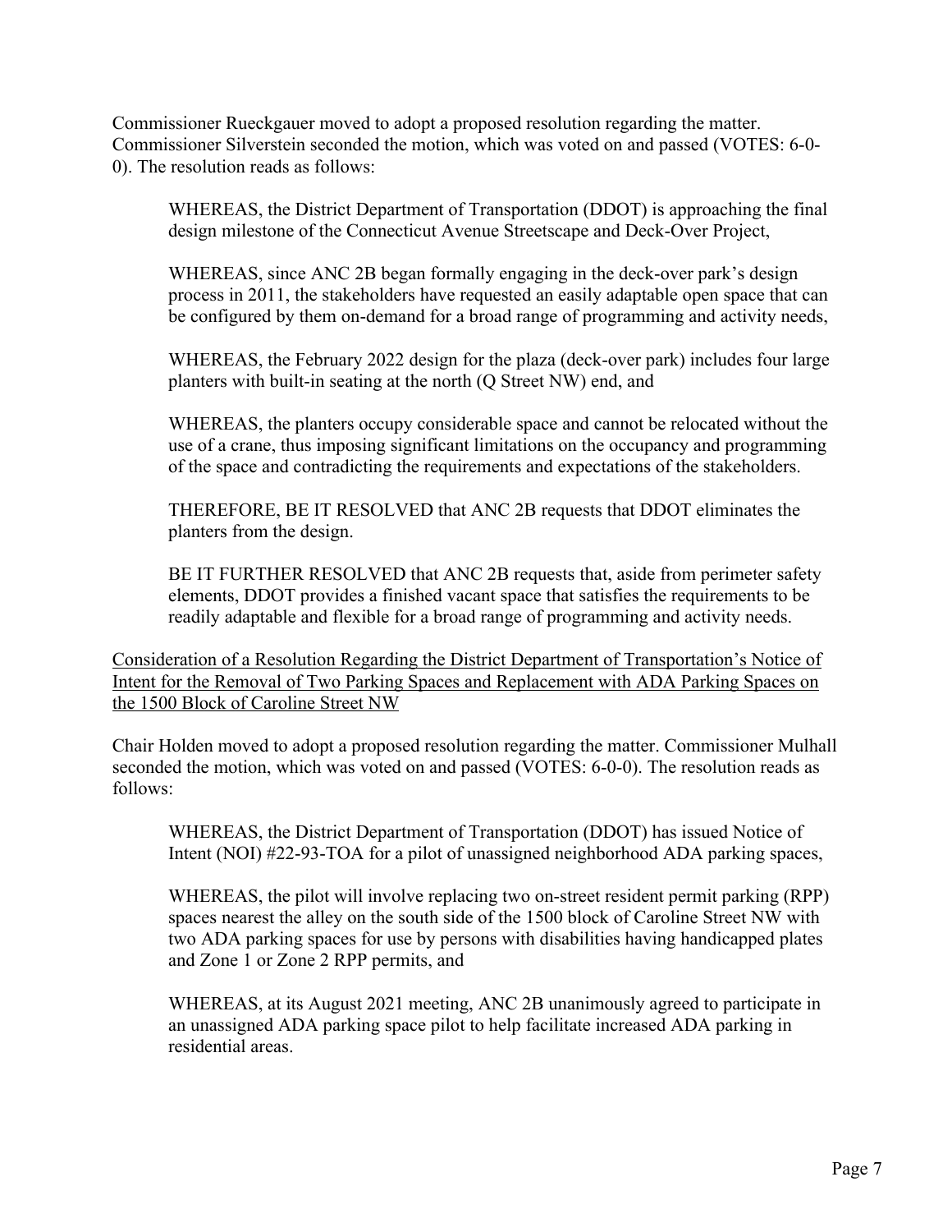Commissioner Rueckgauer moved to adopt a proposed resolution regarding the matter. Commissioner Silverstein seconded the motion, which was voted on and passed (VOTES: 6-0-0). The resolution reads as follows:

> WHEREAS, the District Department of Transportation (DDOT) is approaching the final design milestone of the Connecticut Avenue Streetscape and Deck-Over Project,
>
> WHEREAS, since ANC 2B began formally engaging in the deck-over park's design process in 2011, the stakeholders have requested an easily adaptable open space that can be configured by them on-demand for a broad range of programming and activity needs,
>
> WHEREAS, the February 2022 design for the plaza (deck-over park) includes four large planters with built-in seating at the north (Q Street NW) end, and
>
> WHEREAS, the planters occupy considerable space and cannot be relocated without the use of a crane, thus imposing significant limitations on the occupancy and programming of the space and contradicting the requirements and expectations of the stakeholders.
>
> THEREFORE, BE IT RESOLVED that ANC 2B requests that DDOT eliminates the planters from the design.
>
> BE IT FURTHER RESOLVED that ANC 2B requests that, aside from perimeter safety elements, DDOT provides a finished vacant space that satisfies the requirements to be readily adaptable and flexible for a broad range of programming and activity needs.

<u>Consideration of a Resolution Regarding the District Department of Transportation's Notice of Intent for the Removal of Two Parking Spaces and Replacement with ADA Parking Spaces on the 1500 Block of Caroline Street NW</u>

Chair Holden moved to adopt a proposed resolution regarding the matter. Commissioner Mulhall seconded the motion, which was voted on and passed (VOTES: 6-0-0). The resolution reads as follows:

> WHEREAS, the District Department of Transportation (DDOT) has issued Notice of Intent (NOI) #22-93-TOA for a pilot of unassigned neighborhood ADA parking spaces,
>
> WHEREAS, the pilot will involve replacing two on-street resident permit parking (RPP) spaces nearest the alley on the south side of the 1500 block of Caroline Street NW with two ADA parking spaces for use by persons with disabilities having handicapped plates and Zone 1 or Zone 2 RPP permits, and
>
> WHEREAS, at its August 2021 meeting, ANC 2B unanimously agreed to participate in an unassigned ADA parking space pilot to help facilitate increased ADA parking in residential areas.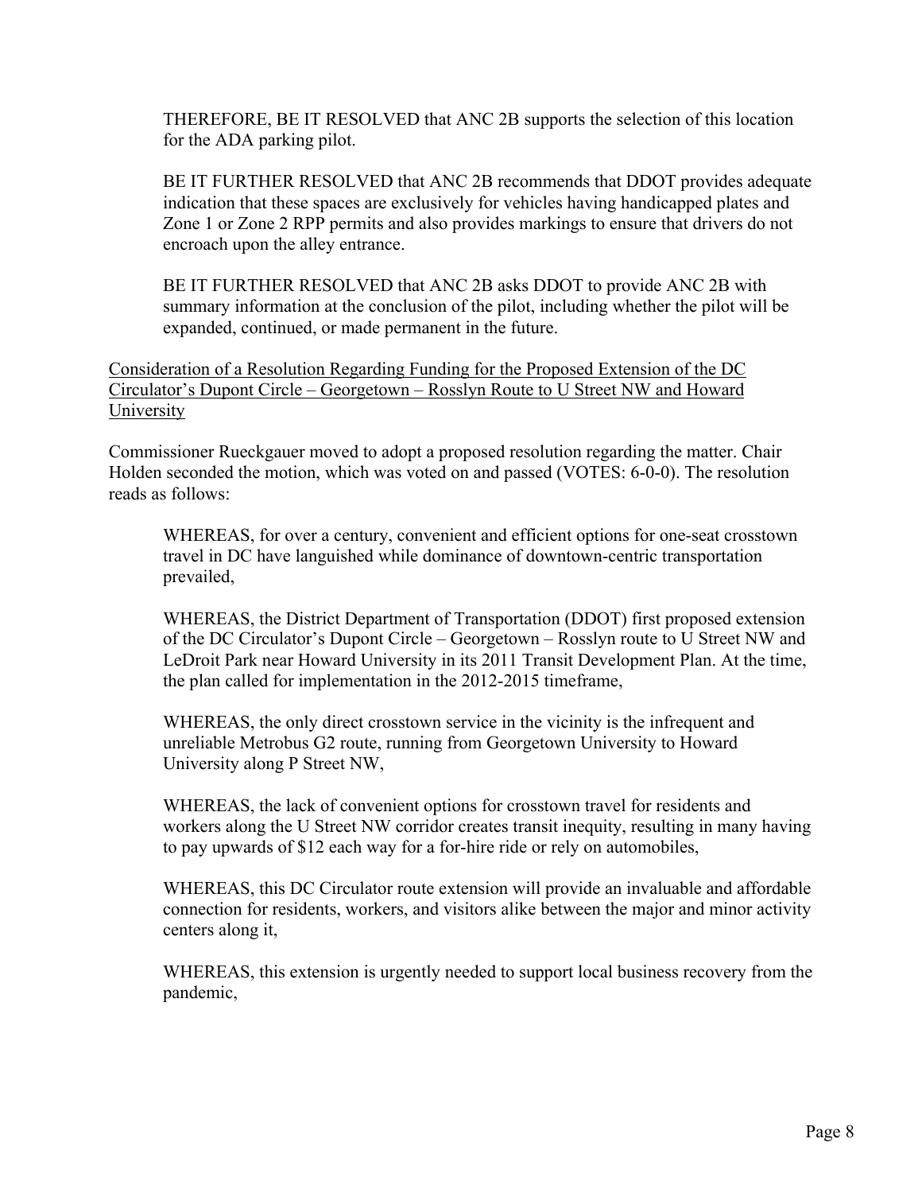THEREFORE, BE IT RESOLVED that ANC 2B supports the selection of this location for the ADA parking pilot.

BE IT FURTHER RESOLVED that ANC 2B recommends that DDOT provides adequate indication that these spaces are exclusively for vehicles having handicapped plates and Zone 1 or Zone 2 RPP permits and also provides markings to ensure that drivers do not encroach upon the alley entrance.

BE IT FURTHER RESOLVED that ANC 2B asks DDOT to provide ANC 2B with summary information at the conclusion of the pilot, including whether the pilot will be expanded, continued, or made permanent in the future.

<u>Consideration of a Resolution Regarding Funding for the Proposed Extension of the DC Circulator's Dupont Circle – Georgetown – Rosslyn Route to U Street NW and Howard University</u>

Commissioner Rueckgauer moved to adopt a proposed resolution regarding the matter. Chair Holden seconded the motion, which was voted on and passed (VOTES: 6-0-0). The resolution reads as follows:

WHEREAS, for over a century, convenient and efficient options for one-seat crosstown travel in DC have languished while dominance of downtown-centric transportation prevailed,

WHEREAS, the District Department of Transportation (DDOT) first proposed extension of the DC Circulator's Dupont Circle – Georgetown – Rosslyn route to U Street NW and LeDroit Park near Howard University in its 2011 Transit Development Plan. At the time, the plan called for implementation in the 2012-2015 timeframe,

WHEREAS, the only direct crosstown service in the vicinity is the infrequent and unreliable Metrobus G2 route, running from Georgetown University to Howard University along P Street NW,

WHEREAS, the lack of convenient options for crosstown travel for residents and workers along the U Street NW corridor creates transit inequity, resulting in many having to pay upwards of $12 each way for a for-hire ride or rely on automobiles,

WHEREAS, this DC Circulator route extension will provide an invaluable and affordable connection for residents, workers, and visitors alike between the major and minor activity centers along it,

WHEREAS, this extension is urgently needed to support local business recovery from the pandemic,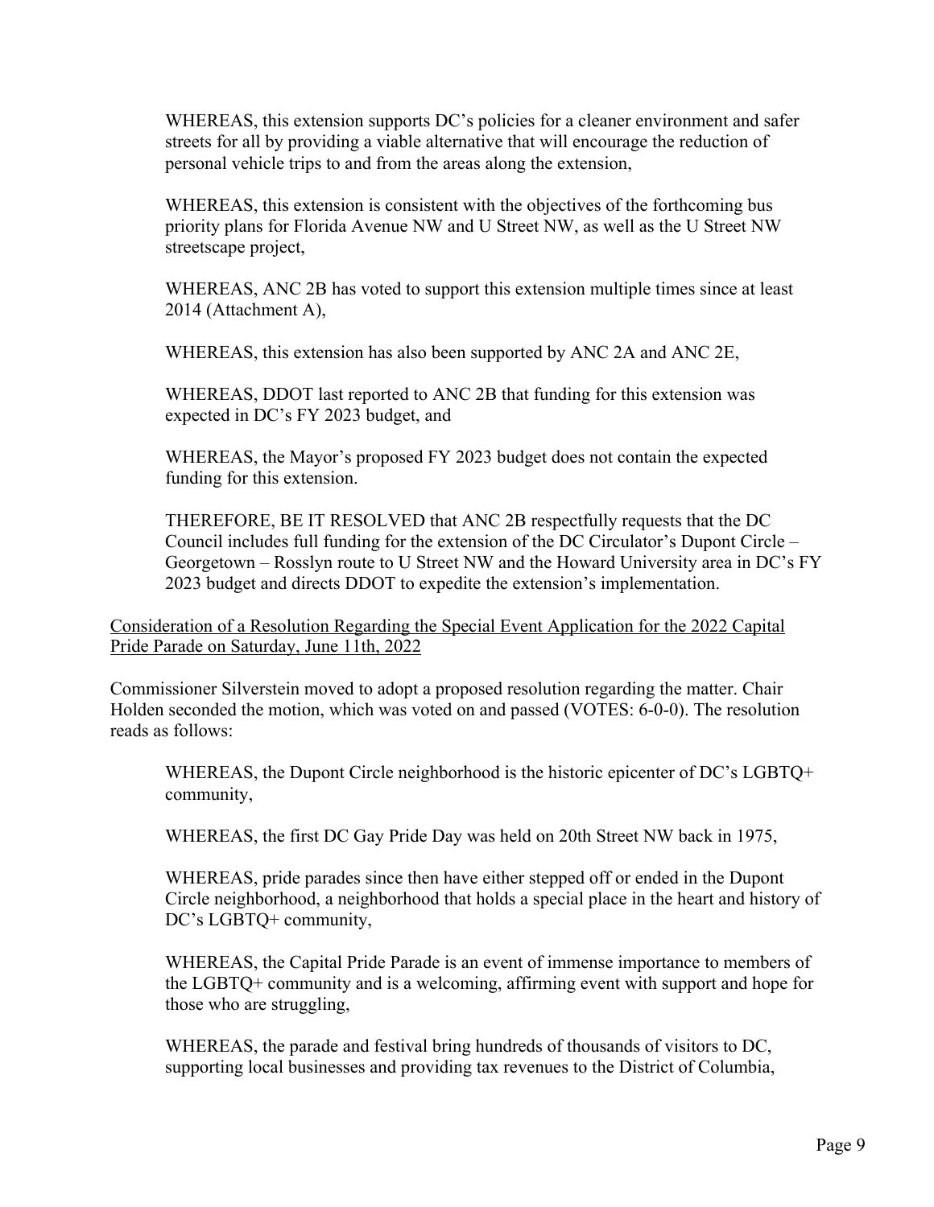WHEREAS, this extension supports DC's policies for a cleaner environment and safer streets for all by providing a viable alternative that will encourage the reduction of personal vehicle trips to and from the areas along the extension,

WHEREAS, this extension is consistent with the objectives of the forthcoming bus priority plans for Florida Avenue NW and U Street NW, as well as the U Street NW streetscape project,

WHEREAS, ANC 2B has voted to support this extension multiple times since at least 2014 (Attachment A),

WHEREAS, this extension has also been supported by ANC 2A and ANC 2E,

WHEREAS, DDOT last reported to ANC 2B that funding for this extension was expected in DC's FY 2023 budget, and

WHEREAS, the Mayor's proposed FY 2023 budget does not contain the expected funding for this extension.

THEREFORE, BE IT RESOLVED that ANC 2B respectfully requests that the DC Council includes full funding for the extension of the DC Circulator's Dupont Circle – Georgetown – Rosslyn route to U Street NW and the Howard University area in DC's FY 2023 budget and directs DDOT to expedite the extension's implementation.

<u>Consideration of a Resolution Regarding the Special Event Application for the 2022 Capital Pride Parade on Saturday, June 11th, 2022</u>

Commissioner Silverstein moved to adopt a proposed resolution regarding the matter. Chair Holden seconded the motion, which was voted on and passed (VOTES: 6-0-0). The resolution reads as follows:

WHEREAS, the Dupont Circle neighborhood is the historic epicenter of DC's LGBTQ+ community,

WHEREAS, the first DC Gay Pride Day was held on 20th Street NW back in 1975,

WHEREAS, pride parades since then have either stepped off or ended in the Dupont Circle neighborhood, a neighborhood that holds a special place in the heart and history of DC's LGBTQ+ community,

WHEREAS, the Capital Pride Parade is an event of immense importance to members of the LGBTQ+ community and is a welcoming, affirming event with support and hope for those who are struggling,

WHEREAS, the parade and festival bring hundreds of thousands of visitors to DC, supporting local businesses and providing tax revenues to the District of Columbia,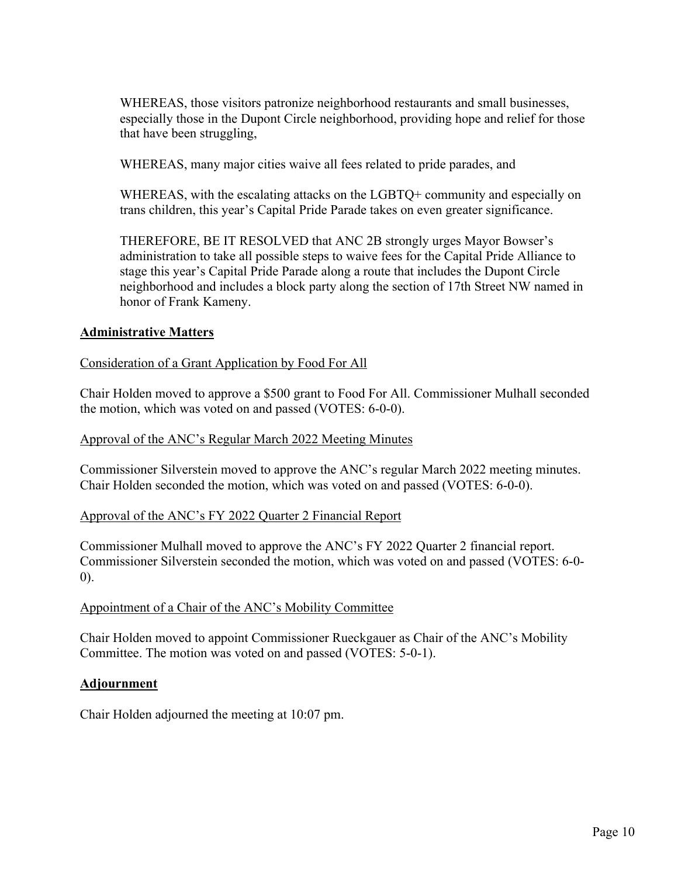WHEREAS, those visitors patronize neighborhood restaurants and small businesses, especially those in the Dupont Circle neighborhood, providing hope and relief for those that have been struggling,

WHEREAS, many major cities waive all fees related to pride parades, and

WHEREAS, with the escalating attacks on the LGBTQ+ community and especially on trans children, this year's Capital Pride Parade takes on even greater significance.

THEREFORE, BE IT RESOLVED that ANC 2B strongly urges Mayor Bowser's administration to take all possible steps to waive fees for the Capital Pride Alliance to stage this year's Capital Pride Parade along a route that includes the Dupont Circle neighborhood and includes a block party along the section of 17th Street NW named in honor of Frank Kameny.

**Administrative Matters**

Consideration of a Grant Application by Food For All

Chair Holden moved to approve a $500 grant to Food For All. Commissioner Mulhall seconded the motion, which was voted on and passed (VOTES: 6-0-0).

Approval of the ANC's Regular March 2022 Meeting Minutes

Commissioner Silverstein moved to approve the ANC's regular March 2022 meeting minutes. Chair Holden seconded the motion, which was voted on and passed (VOTES: 6-0-0).

Approval of the ANC's FY 2022 Quarter 2 Financial Report

Commissioner Mulhall moved to approve the ANC's FY 2022 Quarter 2 financial report. Commissioner Silverstein seconded the motion, which was voted on and passed (VOTES: 6-0-0).

Appointment of a Chair of the ANC's Mobility Committee

Chair Holden moved to appoint Commissioner Rueckgauer as Chair of the ANC's Mobility Committee. The motion was voted on and passed (VOTES: 5-0-1).

**Adjournment**

Chair Holden adjourned the meeting at 10:07 pm.